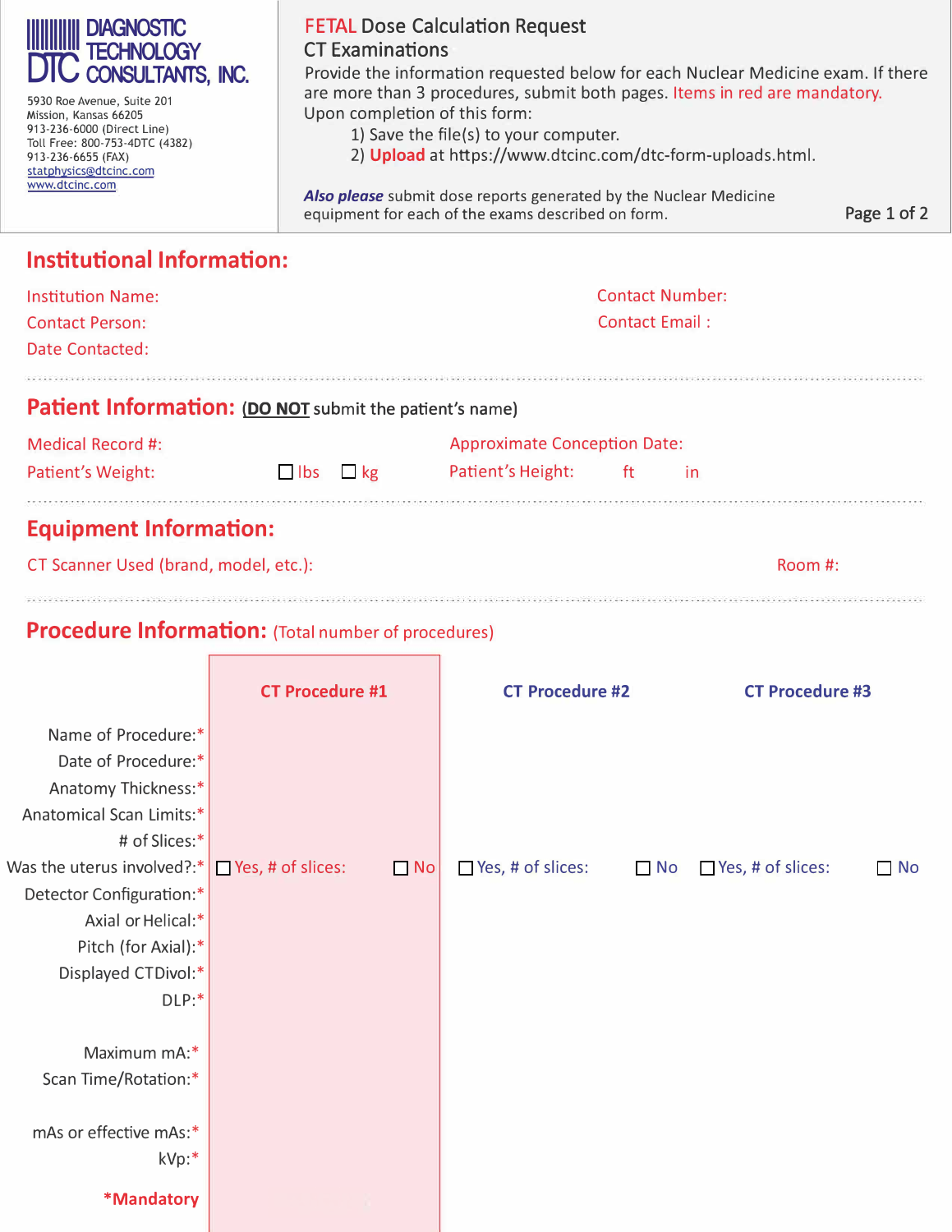**DIAGNOSTIC TECHNOLOGY CONSULTANTS, INC.**

5930 Roe Avenue, Suite 201
Mission, Kansas 66205
913-236-6000 (Direct Line)
Toll Free: 800-753-4DTC (4382)
913-236-6655 (FAX)
statphysics@dtcinc.com
www.dtcinc.com

# FETAL Dose Calculation Request

## CT Examinations

Provide the information requested below for each Nuclear Medicine exam. If there are more than 3 procedures, submit both pages. Items in red are mandatory.
Upon completion of this form:

1) Save the file(s) to your computer.
2) **Upload** at https://www.dtcinc.com/dtc-form-uploads.html.

***Also please*** submit dose reports generated by the Nuclear Medicine equipment for each of the exams described on form.

## Institutional Information:

Institution Name:

Contact Number:

Contact Person:

Contact Email :

Date Contacted:

## Patient Information: (DO NOT submit the patient's name)

Medical Record #:

Approximate Conception Date:

Patient's Weight: ☐ lbs ☐ kg

Patient's Height: ft in

## Equipment Information:

CT Scanner Used (brand, model, etc.):

Room #:

## Procedure Information: (Total number of procedures)

| | CT Procedure #1 | CT Procedure #2 | CT Procedure #3 |
|---|---|---|---|
| Name of Procedure:* | | | |
| Date of Procedure:* | | | |
| Anatomy Thickness:* | | | |
| Anatomical Scan Limits:* | | | |
| # of Slices:* | | | |
| Was the uterus involved?:* | ☐ Yes, # of slices: ☐ No | ☐ Yes, # of slices: ☐ No | ☐ Yes, # of slices: ☐ No |
| Detector Configuration:* | | | |
| Axial or Helical:* | | | |
| Pitch (for Axial):* | | | |
| Displayed CTDIvol:* | | | |
| DLP:* | | | |
| Maximum mA:* | | | |
| Scan Time/Rotation:* | | | |
| mAs or effective mAs:* | | | |
| kVp:* | | | |

***Mandatory**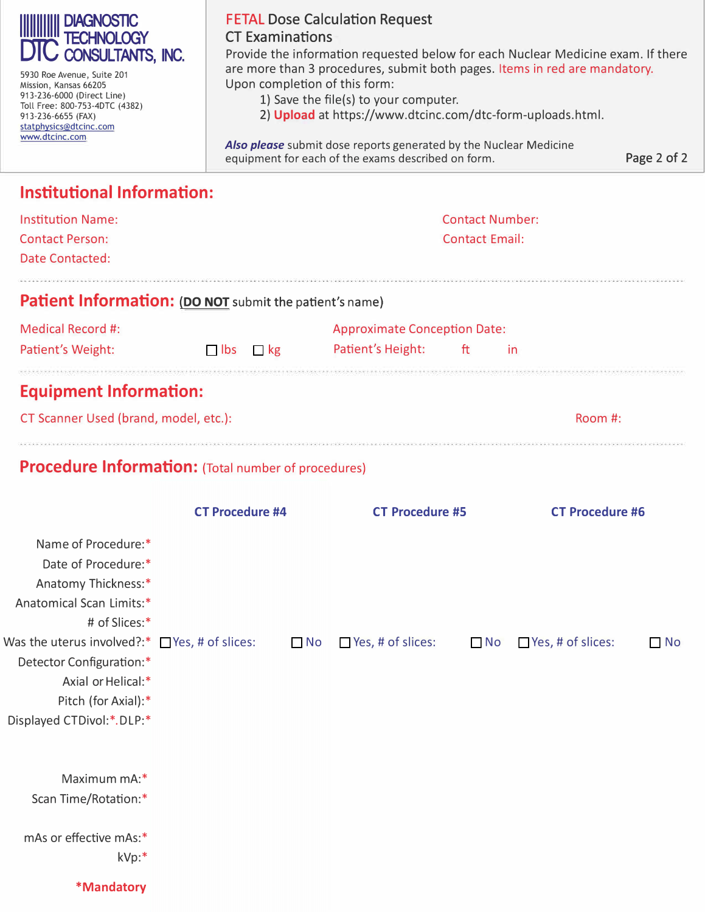DIAGNOSTIC TECHNOLOGY CONSULTANTS, INC.

5930 Roe Avenue, Suite 201
Mission, Kansas 66205
913-236-6000 (Direct Line)
Toll Free: 800-753-4DTC (4382)
913-236-6655 (FAX)
statphysics@dtcinc.com
www.dtcinc.com

# FETAL Dose Calculation Request

CT Examinations

Provide the information requested below for each Nuclear Medicine exam. If there are more than 3 procedures, submit both pages. Items in red are mandatory.
Upon completion of this form:

1) Save the file(s) to your computer.
2) **Upload** at https://www.dtcinc.com/dtc-form-uploads.html.

***Also please*** submit dose reports generated by the Nuclear Medicine equipment for each of the exams described on form.

## Institutional Information:

Institution Name:
Contact Number:
Contact Person:
Contact Email:
Date Contacted:

## Patient Information: (DO NOT submit the patient's name)

Medical Record #:
Approximate Conception Date:
Patient's Weight: ☐ lbs ☐ kg
Patient's Height: ft in

## Equipment Information:

CT Scanner Used (brand, model, etc.):
Room #:

## Procedure Information: (Total number of procedures)

| | CT Procedure #4 | CT Procedure #5 | CT Procedure #6 |
|---|---|---|---|
| Name of Procedure:* | | | |
| Date of Procedure:* | | | |
| Anatomy Thickness:* | | | |
| Anatomical Scan Limits:* | | | |
| # of Slices:* | | | |
| Was the uterus involved?:* | ☐ Yes, # of slices: ☐ No | ☐ Yes, # of slices: ☐ No | ☐ Yes, # of slices: ☐ No |
| Detector Configuration:* | | | |
| Axial or Helical:* | | | |
| Pitch (for Axial):* | | | |
| Displayed CTDivol:*. DLP:* | | | |
| Maximum mA:* | | | |
| Scan Time/Rotation:* | | | |
| mAs or effective mAs:* | | | |
| kVp:* | | | |

***Mandatory**